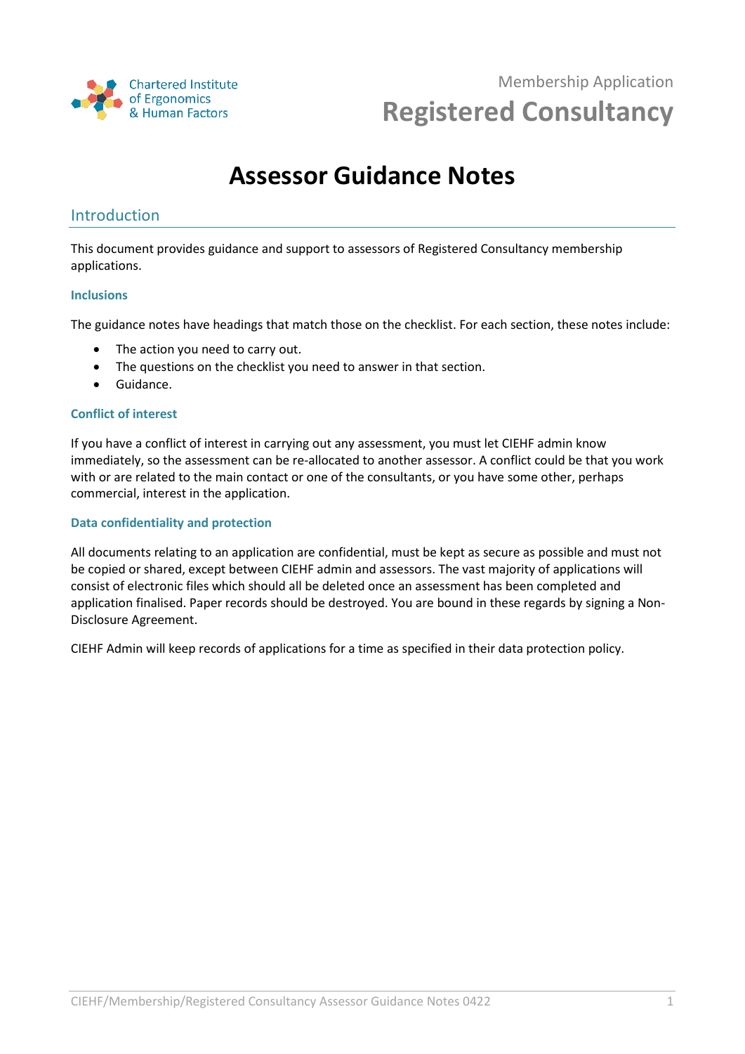Chartered Institute of Ergonomics & Human Factors

Membership Application

# Registered Consultancy

# Assessor Guidance Notes

## Introduction

This document provides guidance and support to assessors of Registered Consultancy membership applications.

### Inclusions

The guidance notes have headings that match those on the checklist. For each section, these notes include:

- The action you need to carry out.
- The questions on the checklist you need to answer in that section.
- Guidance.

### Conflict of interest

If you have a conflict of interest in carrying out any assessment, you must let CIEHF admin know immediately, so the assessment can be re-allocated to another assessor. A conflict could be that you work with or are related to the main contact or one of the consultants, or you have some other, perhaps commercial, interest in the application.

### Data confidentiality and protection

All documents relating to an application are confidential, must be kept as secure as possible and must not be copied or shared, except between CIEHF admin and assessors. The vast majority of applications will consist of electronic files which should all be deleted once an assessment has been completed and application finalised. Paper records should be destroyed. You are bound in these regards by signing a Non-Disclosure Agreement.

CIEHF Admin will keep records of applications for a time as specified in their data protection policy.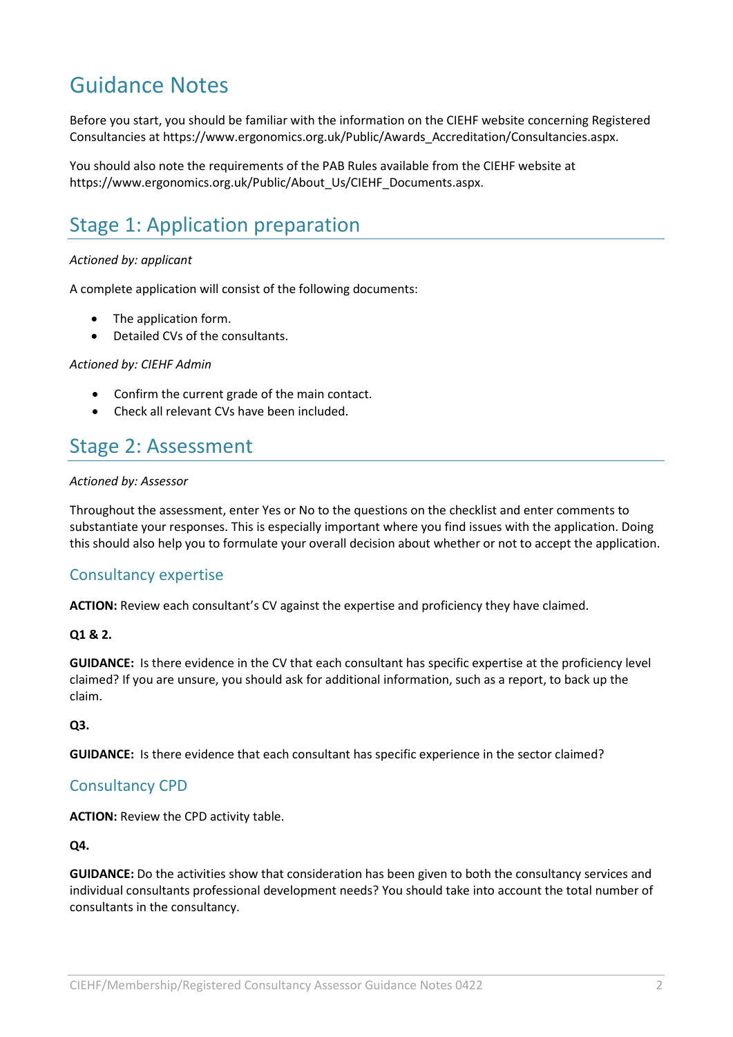# Guidance Notes

Before you start, you should be familiar with the information on the CIEHF website concerning Registered Consultancies at https://www.ergonomics.org.uk/Public/Awards_Accreditation/Consultancies.aspx.

You should also note the requirements of the PAB Rules available from the CIEHF website at https://www.ergonomics.org.uk/Public/About_Us/CIEHF_Documents.aspx.

## Stage 1: Application preparation

*Actioned by: applicant*

A complete application will consist of the following documents:

- The application form.
- Detailed CVs of the consultants.

*Actioned by: CIEHF Admin*

- Confirm the current grade of the main contact.
- Check all relevant CVs have been included.

## Stage 2: Assessment

*Actioned by: Assessor*

Throughout the assessment, enter Yes or No to the questions on the checklist and enter comments to substantiate your responses. This is especially important where you find issues with the application. Doing this should also help you to formulate your overall decision about whether or not to accept the application.

### Consultancy expertise

**ACTION:** Review each consultant's CV against the expertise and proficiency they have claimed.

**Q1 & 2.**

**GUIDANCE:** Is there evidence in the CV that each consultant has specific expertise at the proficiency level claimed? If you are unsure, you should ask for additional information, such as a report, to back up the claim.

**Q3.**

**GUIDANCE:** Is there evidence that each consultant has specific experience in the sector claimed?

### Consultancy CPD

**ACTION:** Review the CPD activity table.

**Q4.**

**GUIDANCE:** Do the activities show that consideration has been given to both the consultancy services and individual consultants professional development needs? You should take into account the total number of consultants in the consultancy.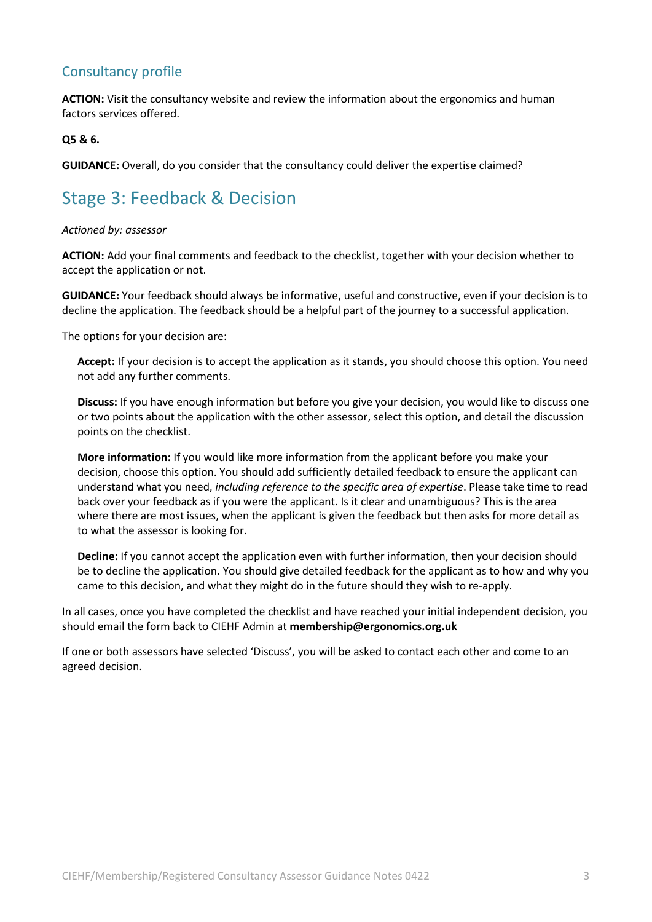### Consultancy profile

**ACTION:** Visit the consultancy website and review the information about the ergonomics and human factors services offered.

**Q5 & 6.**

**GUIDANCE:** Overall, do you consider that the consultancy could deliver the expertise claimed?

## Stage 3: Feedback & Decision

*Actioned by: assessor*

**ACTION:** Add your final comments and feedback to the checklist, together with your decision whether to accept the application or not.

**GUIDANCE:** Your feedback should always be informative, useful and constructive, even if your decision is to decline the application. The feedback should be a helpful part of the journey to a successful application.

The options for your decision are:

> **Accept:** If your decision is to accept the application as it stands, you should choose this option. You need not add any further comments.
>
> **Discuss:** If you have enough information but before you give your decision, you would like to discuss one or two points about the application with the other assessor, select this option, and detail the discussion points on the checklist.
>
> **More information:** If you would like more information from the applicant before you make your decision, choose this option. You should add sufficiently detailed feedback to ensure the applicant can understand what you need, *including reference to the specific area of expertise*. Please take time to read back over your feedback as if you were the applicant. Is it clear and unambiguous? This is the area where there are most issues, when the applicant is given the feedback but then asks for more detail as to what the assessor is looking for.
>
> **Decline:** If you cannot accept the application even with further information, then your decision should be to decline the application. You should give detailed feedback for the applicant as to how and why you came to this decision, and what they might do in the future should they wish to re-apply.

In all cases, once you have completed the checklist and have reached your initial independent decision, you should email the form back to CIEHF Admin at **membership@ergonomics.org.uk**

If one or both assessors have selected 'Discuss', you will be asked to contact each other and come to an agreed decision.